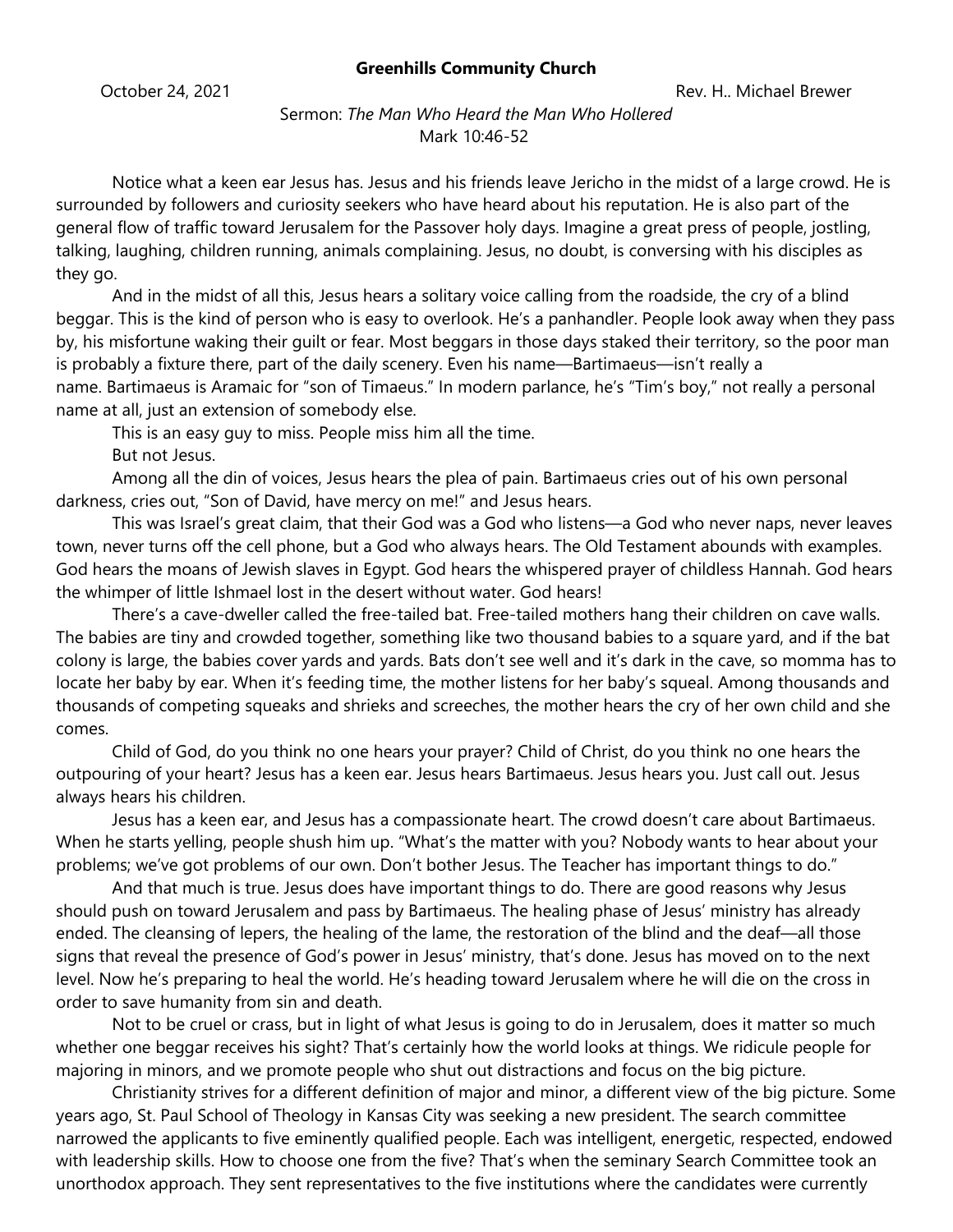**Greenhills Community Church**

October 24, 2021 Rev. H.. Michael Brewer

Sermon: *The Man Who Heard the Man Who Hollered*
Mark 10:46-52

Notice what a keen ear Jesus has. Jesus and his friends leave Jericho in the midst of a large crowd. He is surrounded by followers and curiosity seekers who have heard about his reputation. He is also part of the general flow of traffic toward Jerusalem for the Passover holy days. Imagine a great press of people, jostling, talking, laughing, children running, animals complaining. Jesus, no doubt, is conversing with his disciples as they go.

And in the midst of all this, Jesus hears a solitary voice calling from the roadside, the cry of a blind beggar. This is the kind of person who is easy to overlook. He's a panhandler. People look away when they pass by, his misfortune waking their guilt or fear. Most beggars in those days staked their territory, so the poor man is probably a fixture there, part of the daily scenery. Even his name—Bartimaeus—isn't really a name. Bartimaeus is Aramaic for "son of Timaeus." In modern parlance, he's "Tim's boy," not really a personal name at all, just an extension of somebody else.

This is an easy guy to miss. People miss him all the time.

But not Jesus.

Among all the din of voices, Jesus hears the plea of pain. Bartimaeus cries out of his own personal darkness, cries out, "Son of David, have mercy on me!" and Jesus hears.

This was Israel's great claim, that their God was a God who listens—a God who never naps, never leaves town, never turns off the cell phone, but a God who always hears. The Old Testament abounds with examples. God hears the moans of Jewish slaves in Egypt. God hears the whispered prayer of childless Hannah. God hears the whimper of little Ishmael lost in the desert without water. God hears!

There's a cave-dweller called the free-tailed bat. Free-tailed mothers hang their children on cave walls. The babies are tiny and crowded together, something like two thousand babies to a square yard, and if the bat colony is large, the babies cover yards and yards. Bats don't see well and it's dark in the cave, so momma has to locate her baby by ear. When it's feeding time, the mother listens for her baby's squeal. Among thousands and thousands of competing squeaks and shrieks and screeches, the mother hears the cry of her own child and she comes.

Child of God, do you think no one hears your prayer? Child of Christ, do you think no one hears the outpouring of your heart? Jesus has a keen ear. Jesus hears Bartimaeus. Jesus hears you. Just call out. Jesus always hears his children.

Jesus has a keen ear, and Jesus has a compassionate heart. The crowd doesn't care about Bartimaeus. When he starts yelling, people shush him up. "What's the matter with you? Nobody wants to hear about your problems; we've got problems of our own. Don't bother Jesus. The Teacher has important things to do."

And that much is true. Jesus does have important things to do. There are good reasons why Jesus should push on toward Jerusalem and pass by Bartimaeus. The healing phase of Jesus' ministry has already ended. The cleansing of lepers, the healing of the lame, the restoration of the blind and the deaf—all those signs that reveal the presence of God's power in Jesus' ministry, that's done. Jesus has moved on to the next level. Now he's preparing to heal the world. He's heading toward Jerusalem where he will die on the cross in order to save humanity from sin and death.

Not to be cruel or crass, but in light of what Jesus is going to do in Jerusalem, does it matter so much whether one beggar receives his sight? That's certainly how the world looks at things. We ridicule people for majoring in minors, and we promote people who shut out distractions and focus on the big picture.

Christianity strives for a different definition of major and minor, a different view of the big picture. Some years ago, St. Paul School of Theology in Kansas City was seeking a new president. The search committee narrowed the applicants to five eminently qualified people. Each was intelligent, energetic, respected, endowed with leadership skills. How to choose one from the five? That's when the seminary Search Committee took an unorthodox approach. They sent representatives to the five institutions where the candidates were currently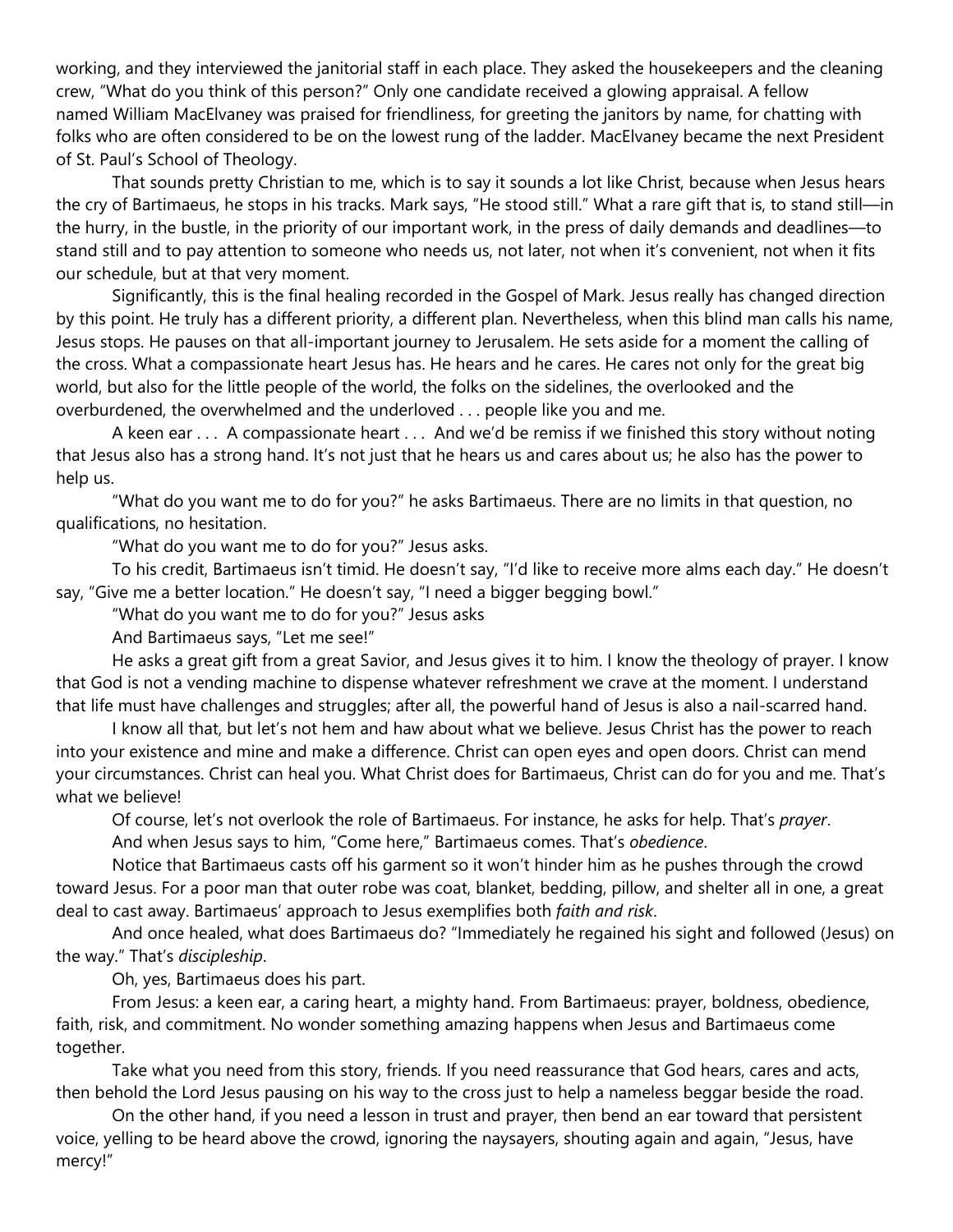working, and they interviewed the janitorial staff in each place. They asked the housekeepers and the cleaning crew, "What do you think of this person?" Only one candidate received a glowing appraisal. A fellow named William MacElvaney was praised for friendliness, for greeting the janitors by name, for chatting with folks who are often considered to be on the lowest rung of the ladder. MacElvaney became the next President of St. Paul's School of Theology.

That sounds pretty Christian to me, which is to say it sounds a lot like Christ, because when Jesus hears the cry of Bartimaeus, he stops in his tracks. Mark says, "He stood still." What a rare gift that is, to stand still—in the hurry, in the bustle, in the priority of our important work, in the press of daily demands and deadlines—to stand still and to pay attention to someone who needs us, not later, not when it's convenient, not when it fits our schedule, but at that very moment.

Significantly, this is the final healing recorded in the Gospel of Mark. Jesus really has changed direction by this point. He truly has a different priority, a different plan. Nevertheless, when this blind man calls his name, Jesus stops. He pauses on that all-important journey to Jerusalem. He sets aside for a moment the calling of the cross. What a compassionate heart Jesus has. He hears and he cares. He cares not only for the great big world, but also for the little people of the world, the folks on the sidelines, the overlooked and the overburdened, the overwhelmed and the underloved . . . people like you and me.

A keen ear . . . A compassionate heart . . . And we'd be remiss if we finished this story without noting that Jesus also has a strong hand. It's not just that he hears us and cares about us; he also has the power to help us.

"What do you want me to do for you?" he asks Bartimaeus. There are no limits in that question, no qualifications, no hesitation.

"What do you want me to do for you?" Jesus asks.

To his credit, Bartimaeus isn't timid. He doesn't say, "I'd like to receive more alms each day." He doesn't say, "Give me a better location." He doesn't say, "I need a bigger begging bowl."

"What do you want me to do for you?" Jesus asks

And Bartimaeus says, "Let me see!"

He asks a great gift from a great Savior, and Jesus gives it to him. I know the theology of prayer. I know that God is not a vending machine to dispense whatever refreshment we crave at the moment. I understand that life must have challenges and struggles; after all, the powerful hand of Jesus is also a nail-scarred hand.

I know all that, but let's not hem and haw about what we believe. Jesus Christ has the power to reach into your existence and mine and make a difference. Christ can open eyes and open doors. Christ can mend your circumstances. Christ can heal you. What Christ does for Bartimaeus, Christ can do for you and me. That's what we believe!

Of course, let's not overlook the role of Bartimaeus. For instance, he asks for help. That's *prayer*.

And when Jesus says to him, "Come here," Bartimaeus comes. That's *obedience*.

Notice that Bartimaeus casts off his garment so it won't hinder him as he pushes through the crowd toward Jesus. For a poor man that outer robe was coat, blanket, bedding, pillow, and shelter all in one, a great deal to cast away. Bartimaeus' approach to Jesus exemplifies both *faith and risk*.

And once healed, what does Bartimaeus do? "Immediately he regained his sight and followed (Jesus) on the way." That's *discipleship*.

Oh, yes, Bartimaeus does his part.

From Jesus: a keen ear, a caring heart, a mighty hand. From Bartimaeus: prayer, boldness, obedience, faith, risk, and commitment. No wonder something amazing happens when Jesus and Bartimaeus come together.

Take what you need from this story, friends. If you need reassurance that God hears, cares and acts, then behold the Lord Jesus pausing on his way to the cross just to help a nameless beggar beside the road.

On the other hand, if you need a lesson in trust and prayer, then bend an ear toward that persistent voice, yelling to be heard above the crowd, ignoring the naysayers, shouting again and again, "Jesus, have mercy!"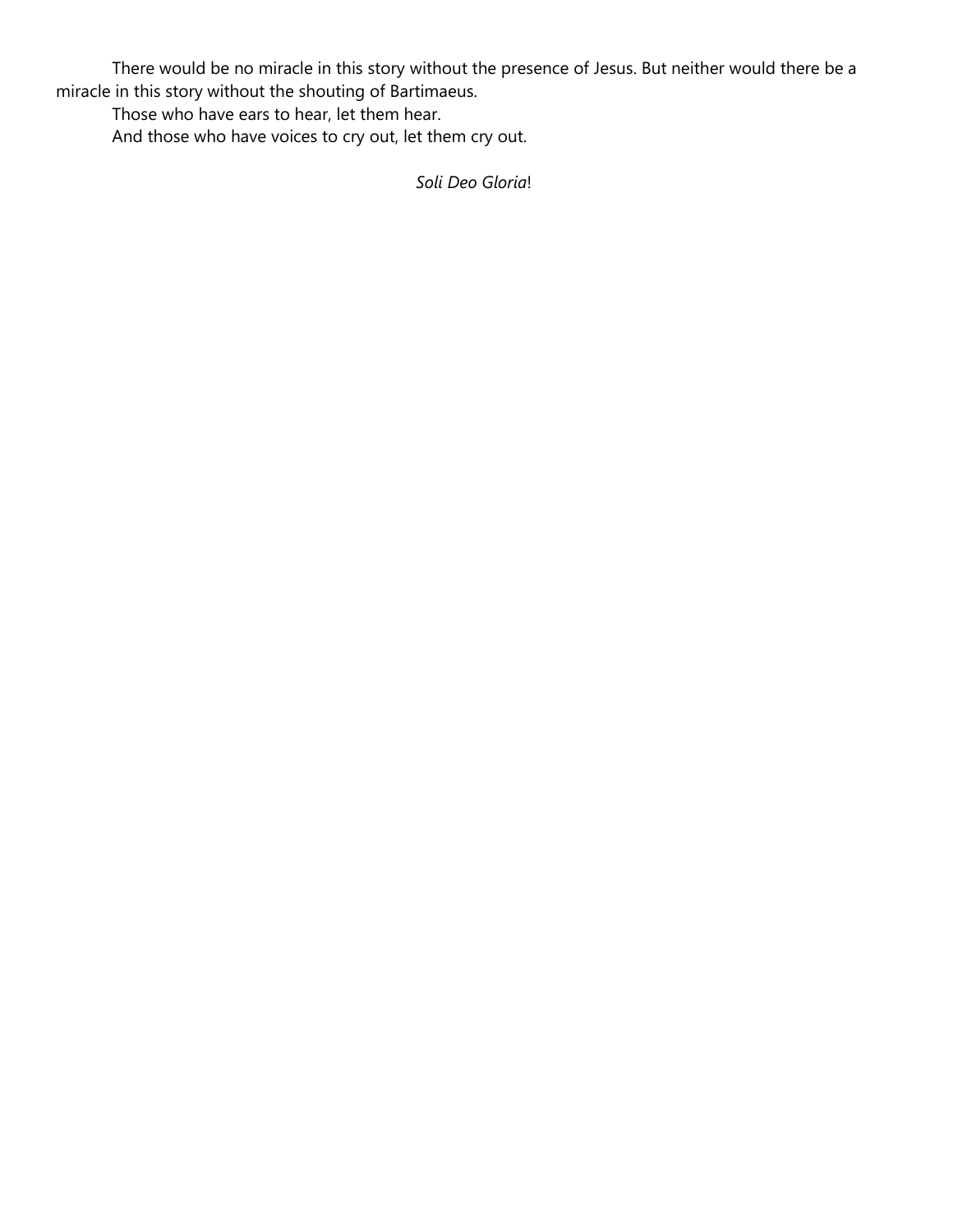There would be no miracle in this story without the presence of Jesus. But neither would there be a miracle in this story without the shouting of Bartimaeus.

Those who have ears to hear, let them hear.

And those who have voices to cry out, let them cry out.

*Soli Deo Gloria*!